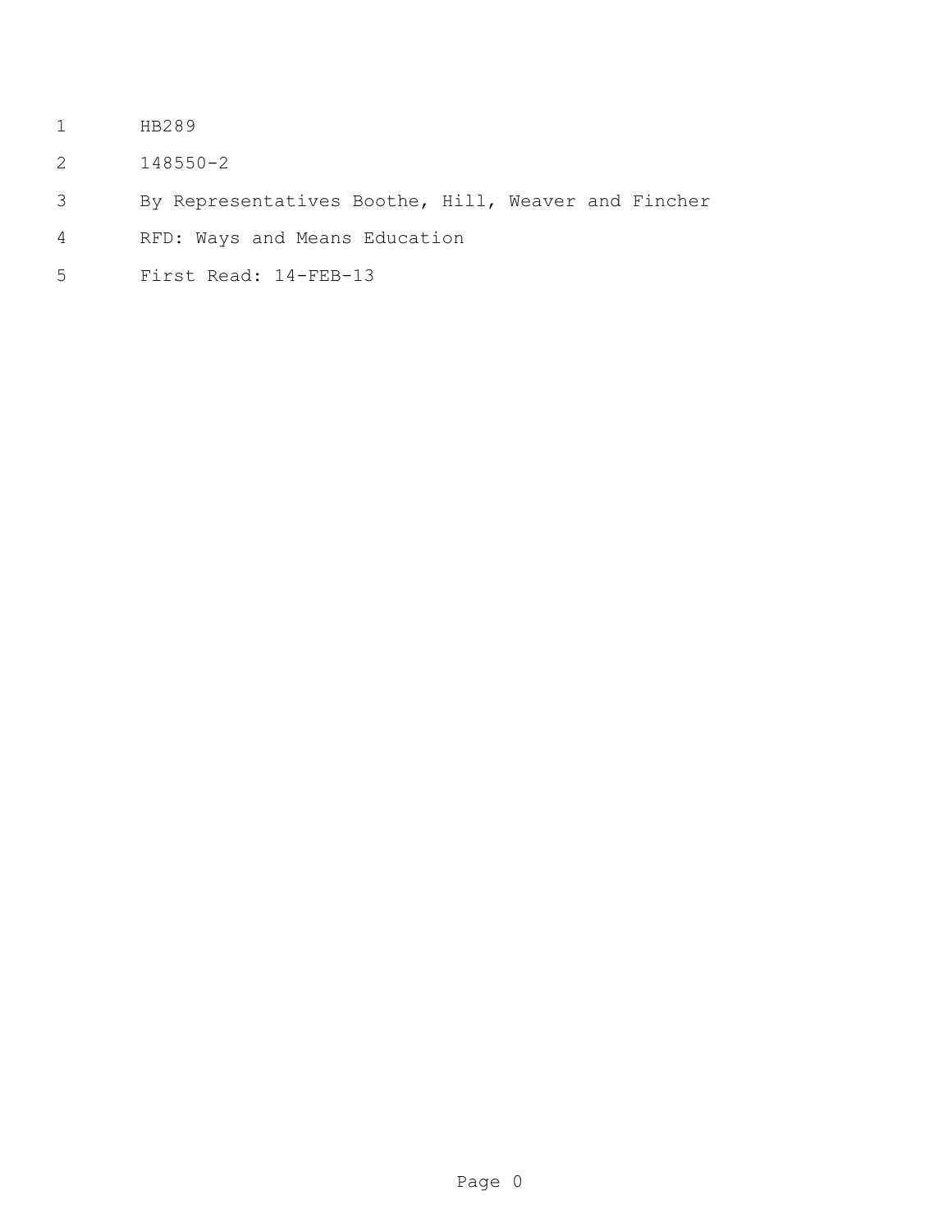HB289

148550-2

By Representatives Boothe, Hill, Weaver and Fincher

RFD: Ways and Means Education

First Read: 14-FEB-13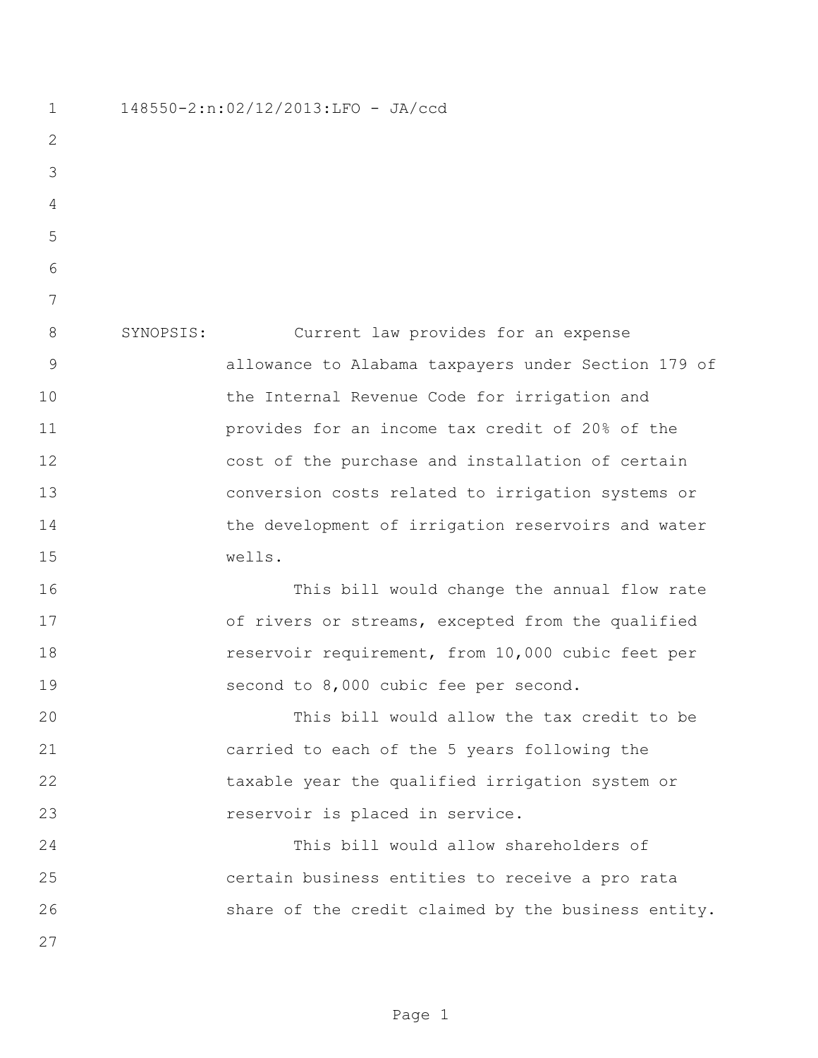148550-2:n:02/12/2013:LFO - JA/ccd

SYNOPSIS: Current law provides for an expense allowance to Alabama taxpayers under Section 179 of the Internal Revenue Code for irrigation and provides for an income tax credit of 20% of the cost of the purchase and installation of certain conversion costs related to irrigation systems or the development of irrigation reservoirs and water wells.

This bill would change the annual flow rate of rivers or streams, excepted from the qualified reservoir requirement, from 10,000 cubic feet per second to 8,000 cubic fee per second.

This bill would allow the tax credit to be carried to each of the 5 years following the taxable year the qualified irrigation system or reservoir is placed in service.

This bill would allow shareholders of certain business entities to receive a pro rata share of the credit claimed by the business entity.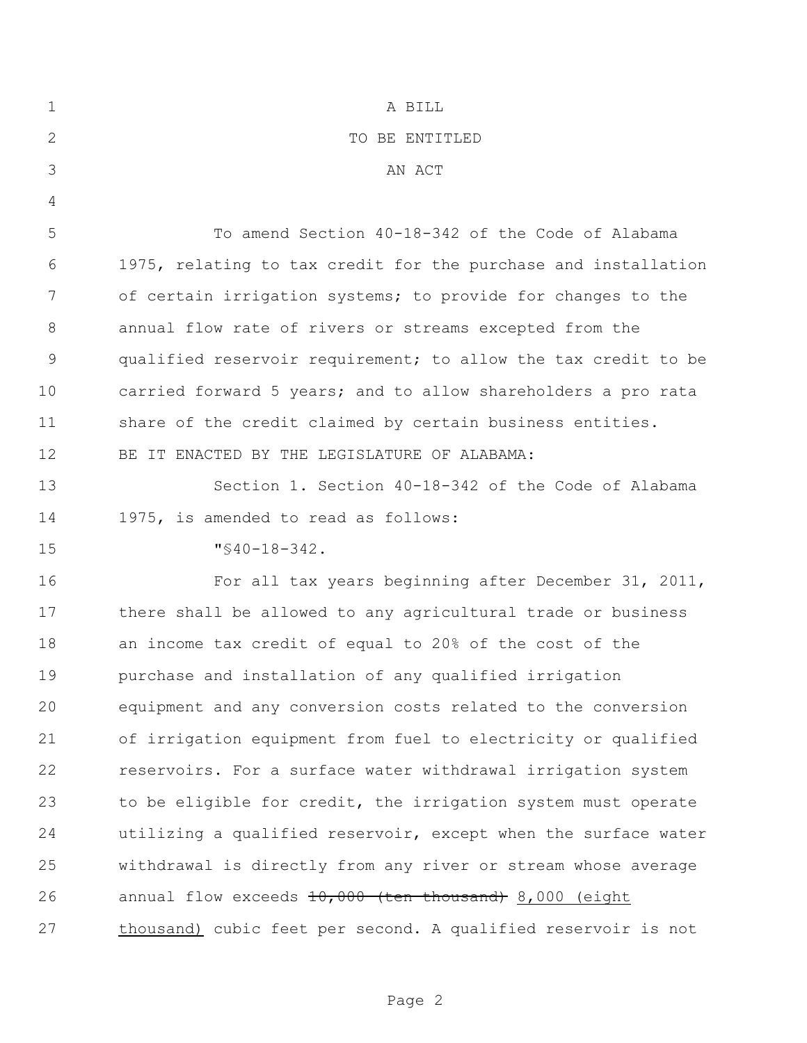A BILL

TO BE ENTITLED

AN ACT

To amend Section 40-18-342 of the Code of Alabama 1975, relating to tax credit for the purchase and installation of certain irrigation systems; to provide for changes to the annual flow rate of rivers or streams excepted from the qualified reservoir requirement; to allow the tax credit to be carried forward 5 years; and to allow shareholders a pro rata share of the credit claimed by certain business entities.

BE IT ENACTED BY THE LEGISLATURE OF ALABAMA:

Section 1. Section 40-18-342 of the Code of Alabama 1975, is amended to read as follows:

"§40-18-342.

For all tax years beginning after December 31, 2011, there shall be allowed to any agricultural trade or business an income tax credit of equal to 20% of the cost of the purchase and installation of any qualified irrigation equipment and any conversion costs related to the conversion of irrigation equipment from fuel to electricity or qualified reservoirs. For a surface water withdrawal irrigation system to be eligible for credit, the irrigation system must operate utilizing a qualified reservoir, except when the surface water withdrawal is directly from any river or stream whose average annual flow exceeds ~~10,000 (ten thousand)~~ <u>8,000 (eight thousand)</u> cubic feet per second. A qualified reservoir is not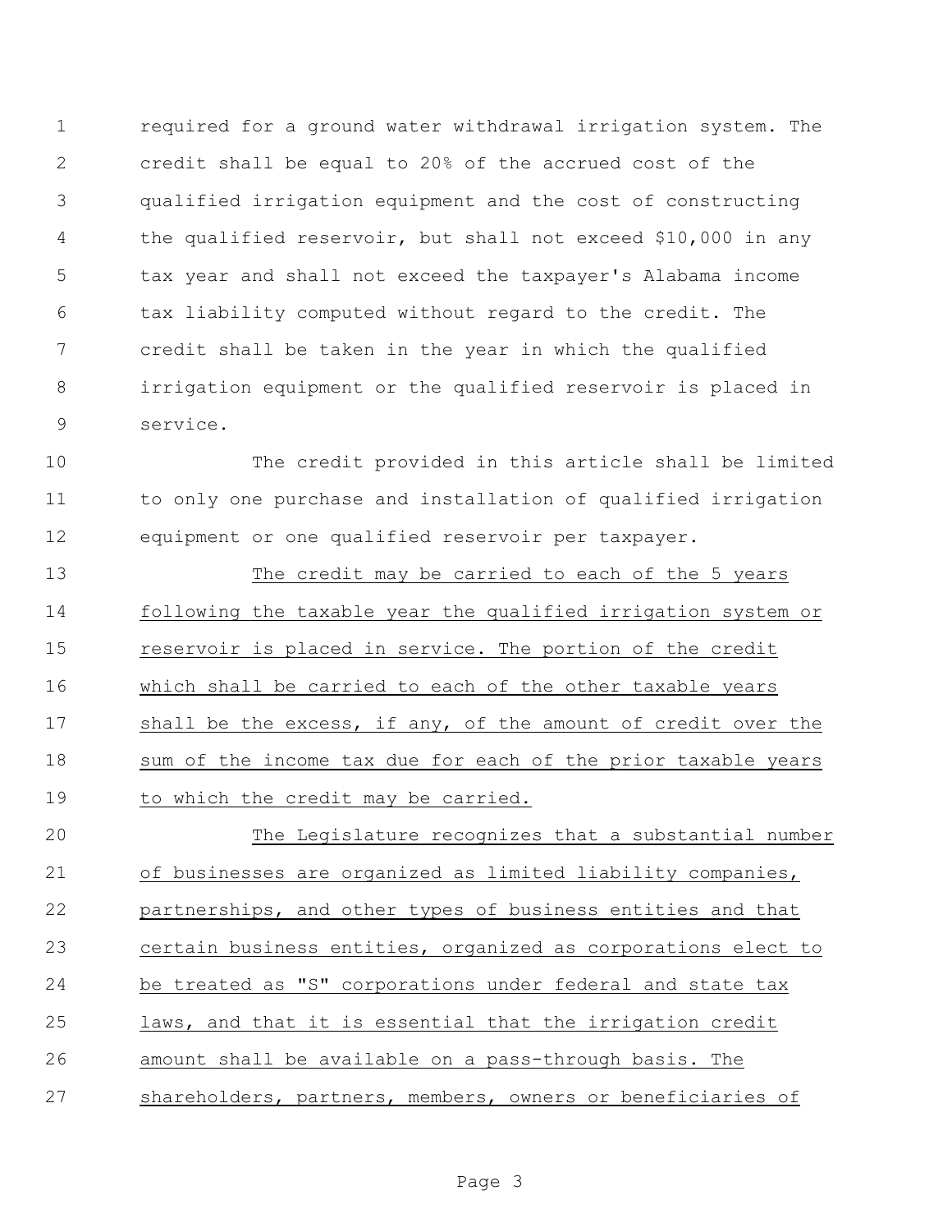required for a ground water withdrawal irrigation system. The credit shall be equal to 20% of the accrued cost of the qualified irrigation equipment and the cost of constructing the qualified reservoir, but shall not exceed $10,000 in any tax year and shall not exceed the taxpayer's Alabama income tax liability computed without regard to the credit. The credit shall be taken in the year in which the qualified irrigation equipment or the qualified reservoir is placed in service.

The credit provided in this article shall be limited to only one purchase and installation of qualified irrigation equipment or one qualified reservoir per taxpayer.

<u>The credit may be carried to each of the 5 years following the taxable year the qualified irrigation system or reservoir is placed in service. The portion of the credit which shall be carried to each of the other taxable years shall be the excess, if any, of the amount of credit over the sum of the income tax due for each of the prior taxable years to which the credit may be carried.</u>

<u>The Legislature recognizes that a substantial number of businesses are organized as limited liability companies, partnerships, and other types of business entities and that certain business entities, organized as corporations elect to be treated as "S" corporations under federal and state tax laws, and that it is essential that the irrigation credit amount shall be available on a pass-through basis. The shareholders, partners, members, owners or beneficiaries of</u>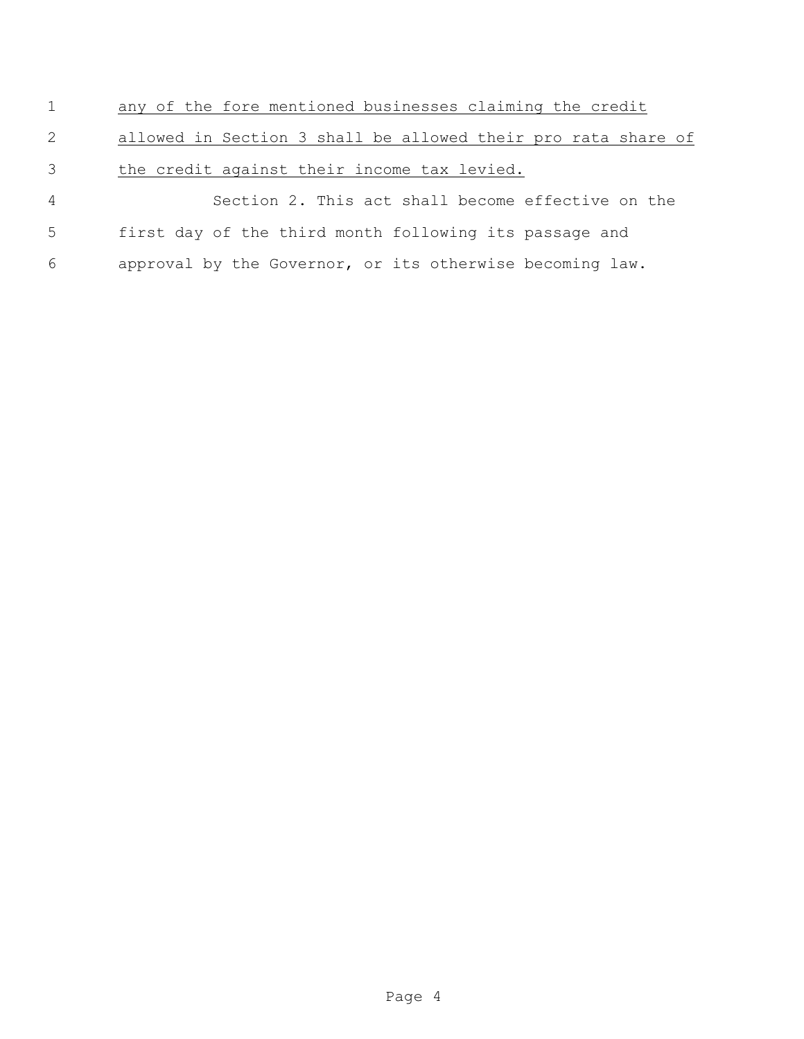any of the fore mentioned businesses claiming the credit allowed in Section 3 shall be allowed their pro rata share of the credit against their income tax levied.

Section 2. This act shall become effective on the first day of the third month following its passage and approval by the Governor, or its otherwise becoming law.